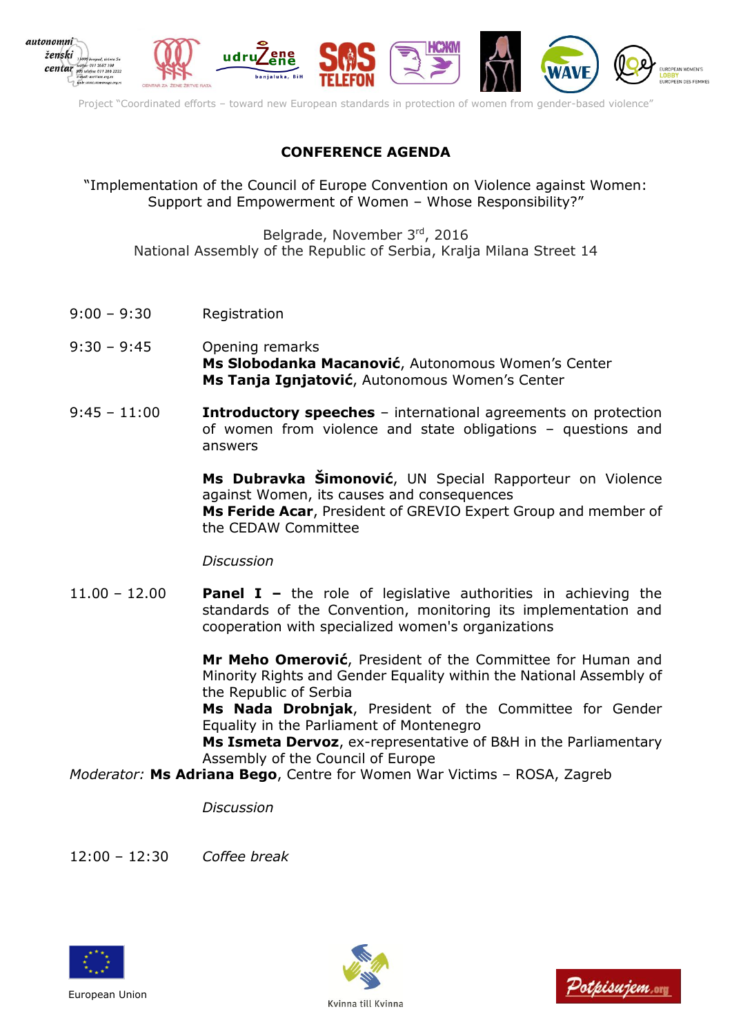Project "Coordinated efforts – toward new European standards in protection of women from gender-based violence"

## CONFERENCE AGENDA

"Implementation of the Council of Europe Convention on Violence against Women: Support and Empowerment of Women – Whose Responsibility?"

Belgrade, November 3rd, 2016
National Assembly of the Republic of Serbia, Kralja Milana Street 14

9:00 – 9:30 Registration

9:30 – 9:45 Opening remarks
**Ms Slobodanka Macanović**, Autonomous Women's Center
**Ms Tanja Ignjatović**, Autonomous Women's Center

9:45 – 11:00 **Introductory speeches** – international agreements on protection of women from violence and state obligations – questions and answers

**Ms Dubravka Šimonović**, UN Special Rapporteur on Violence against Women, its causes and consequences
**Ms Feride Acar**, President of GREVIO Expert Group and member of the CEDAW Committee

*Discussion*

11.00 – 12.00 **Panel I –** the role of legislative authorities in achieving the standards of the Convention, monitoring its implementation and cooperation with specialized women's organizations

**Mr Meho Omerović**, President of the Committee for Human and Minority Rights and Gender Equality within the National Assembly of the Republic of Serbia
**Ms Nada Drobnjak**, President of the Committee for Gender Equality in the Parliament of Montenegro
**Ms Ismeta Dervoz**, ex-representative of B&H in the Parliamentary Assembly of the Council of Europe

*Moderator:* **Ms Adriana Bego**, Centre for Women War Victims – ROSA, Zagreb

*Discussion*

12:00 – 12:30 *Coffee break*

European Union

Kvinna till Kvinna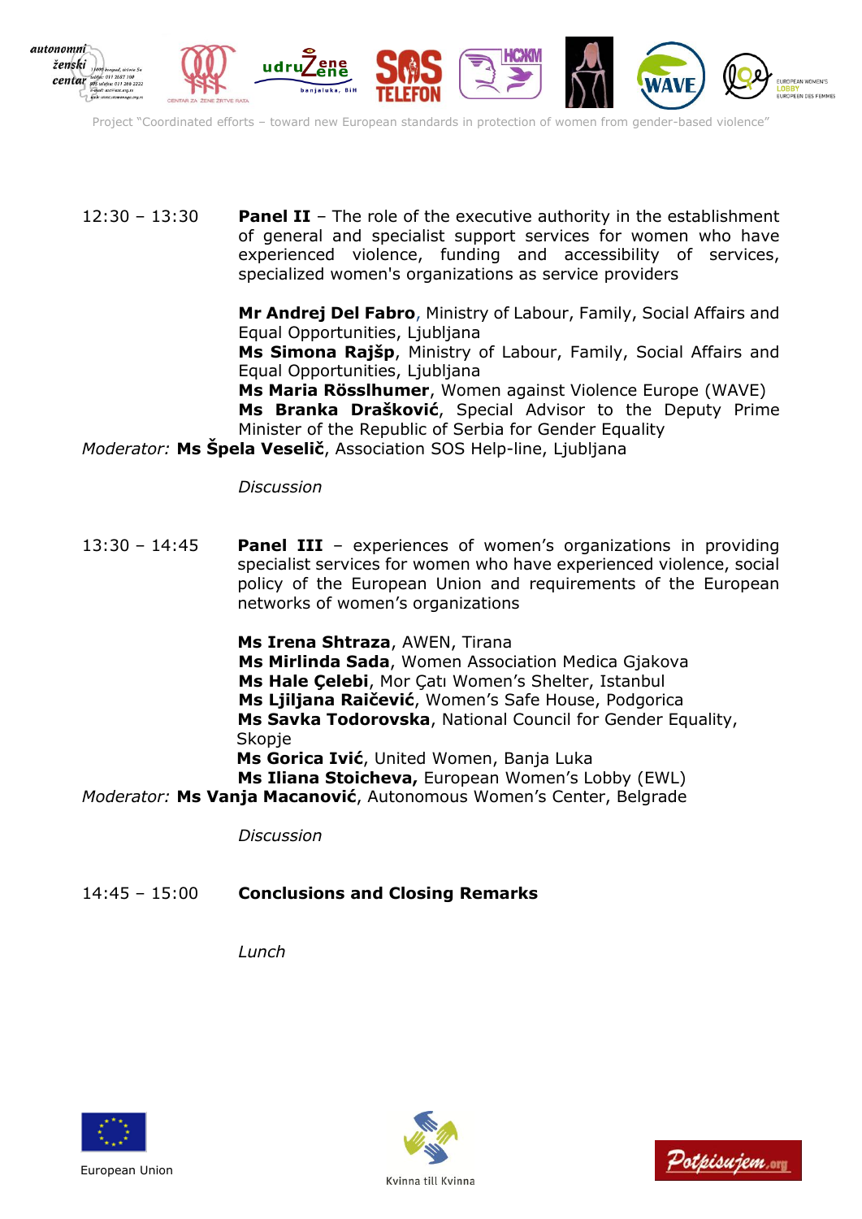12:30 – 13:30 **Panel II** – The role of the executive authority in the establishment of general and specialist support services for women who have experienced violence, funding and accessibility of services, specialized women's organizations as service providers

**Mr Andrej Del Fabro**, Ministry of Labour, Family, Social Affairs and Equal Opportunities, Ljubljana
**Ms Simona Rajšp**, Ministry of Labour, Family, Social Affairs and Equal Opportunities, Ljubljana
**Ms Maria Rösslhumer**, Women against Violence Europe (WAVE)
**Ms Branka Drašković**, Special Advisor to the Deputy Prime Minister of the Republic of Serbia for Gender Equality
*Moderator:* **Ms Špela Veselič**, Association SOS Help-line, Ljubljana

*Discussion*

13:30 – 14:45 **Panel III** – experiences of women's organizations in providing specialist services for women who have experienced violence, social policy of the European Union and requirements of the European networks of women's organizations

**Ms Irena Shtraza**, AWEN, Tirana
**Ms Mirlinda Sada**, Women Association Medica Gjakova
**Ms Hale Çelebi**, Mor Çatı Women's Shelter, Istanbul
**Ms Ljiljana Raičević**, Women's Safe House, Podgorica
**Ms Savka Todorovska**, National Council for Gender Equality, Skopje
**Ms Gorica Ivić**, United Women, Banja Luka
**Ms Iliana Stoicheva,** European Women's Lobby (EWL)
*Moderator:* **Ms Vanja Macanović**, Autonomous Women's Center, Belgrade

*Discussion*

14:45 – 15:00 **Conclusions and Closing Remarks**

*Lunch*

European Union

Kvinna till Kvinna

Potpisujem.org